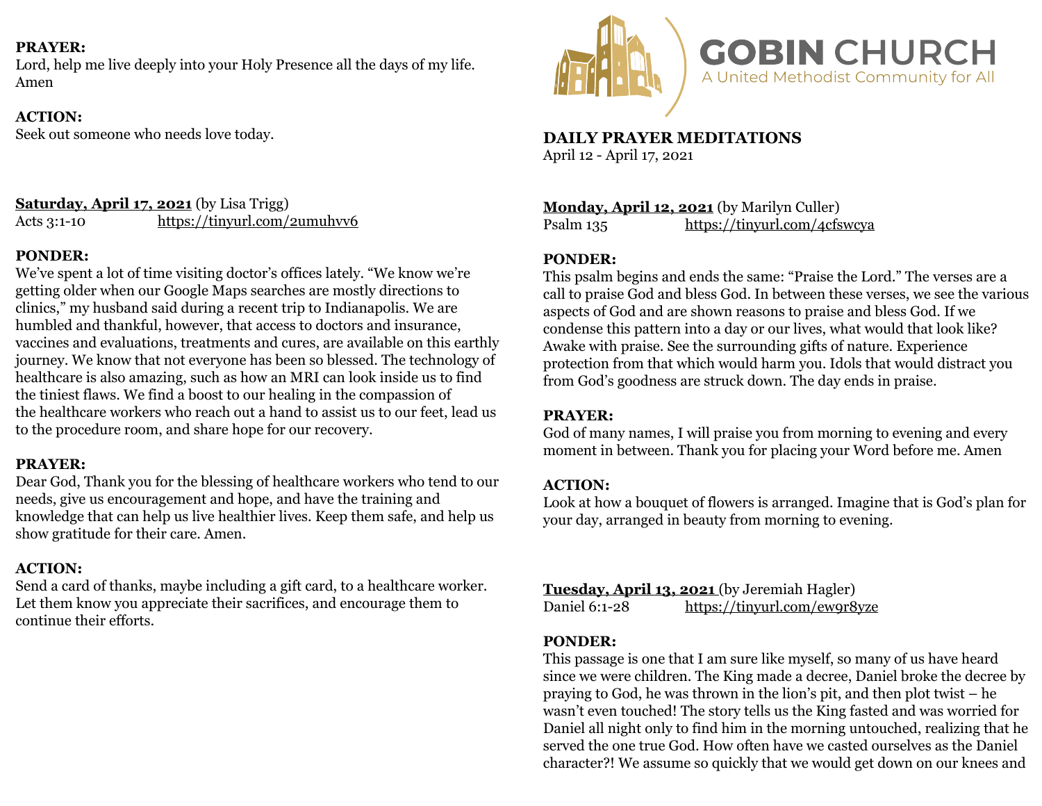**PRAYER:**
Lord, help me live deeply into your Holy Presence all the days of my life. Amen

**ACTION:**
Seek out someone who needs love today.

**Saturday, April 17, 2021** (by Lisa Trigg)
Acts 3:1-10 https://tinyurl.com/2umuhvv6

**PONDER:**
We've spent a lot of time visiting doctor's offices lately. "We know we're getting older when our Google Maps searches are mostly directions to clinics," my husband said during a recent trip to Indianapolis. We are humbled and thankful, however, that access to doctors and insurance, vaccines and evaluations, treatments and cures, are available on this earthly journey. We know that not everyone has been so blessed. The technology of healthcare is also amazing, such as how an MRI can look inside us to find the tiniest flaws. We find a boost to our healing in the compassion of the healthcare workers who reach out a hand to assist us to our feet, lead us to the procedure room, and share hope for our recovery.

**PRAYER:**
Dear God, Thank you for the blessing of healthcare workers who tend to our needs, give us encouragement and hope, and have the training and knowledge that can help us live healthier lives. Keep them safe, and help us show gratitude for their care. Amen.

**ACTION:**
Send a card of thanks, maybe including a gift card, to a healthcare worker. Let them know you appreciate their sacrifices, and encourage them to continue their efforts.

**GOBIN CHURCH**
A United Methodist Community for All

**DAILY PRAYER MEDITATIONS**
April 12 - April 17, 2021

**Monday, April 12, 2021** (by Marilyn Culler)
Psalm 135 https://tinyurl.com/4cfswcya

**PONDER:**
This psalm begins and ends the same: "Praise the Lord." The verses are a call to praise God and bless God. In between these verses, we see the various aspects of God and are shown reasons to praise and bless God. If we condense this pattern into a day or our lives, what would that look like? Awake with praise. See the surrounding gifts of nature. Experience protection from that which would harm you. Idols that would distract you from God's goodness are struck down. The day ends in praise.

**PRAYER:**
God of many names, I will praise you from morning to evening and every moment in between. Thank you for placing your Word before me. Amen

**ACTION:**
Look at how a bouquet of flowers is arranged. Imagine that is God's plan for your day, arranged in beauty from morning to evening.

**Tuesday, April 13, 2021** (by Jeremiah Hagler)
Daniel 6:1-28 https://tinyurl.com/ew9r8yze

**PONDER:**
This passage is one that I am sure like myself, so many of us have heard since we were children. The King made a decree, Daniel broke the decree by praying to God, he was thrown in the lion's pit, and then plot twist – he wasn't even touched! The story tells us the King fasted and was worried for Daniel all night only to find him in the morning untouched, realizing that he served the one true God. How often have we casted ourselves as the Daniel character?! We assume so quickly that we would get down on our knees and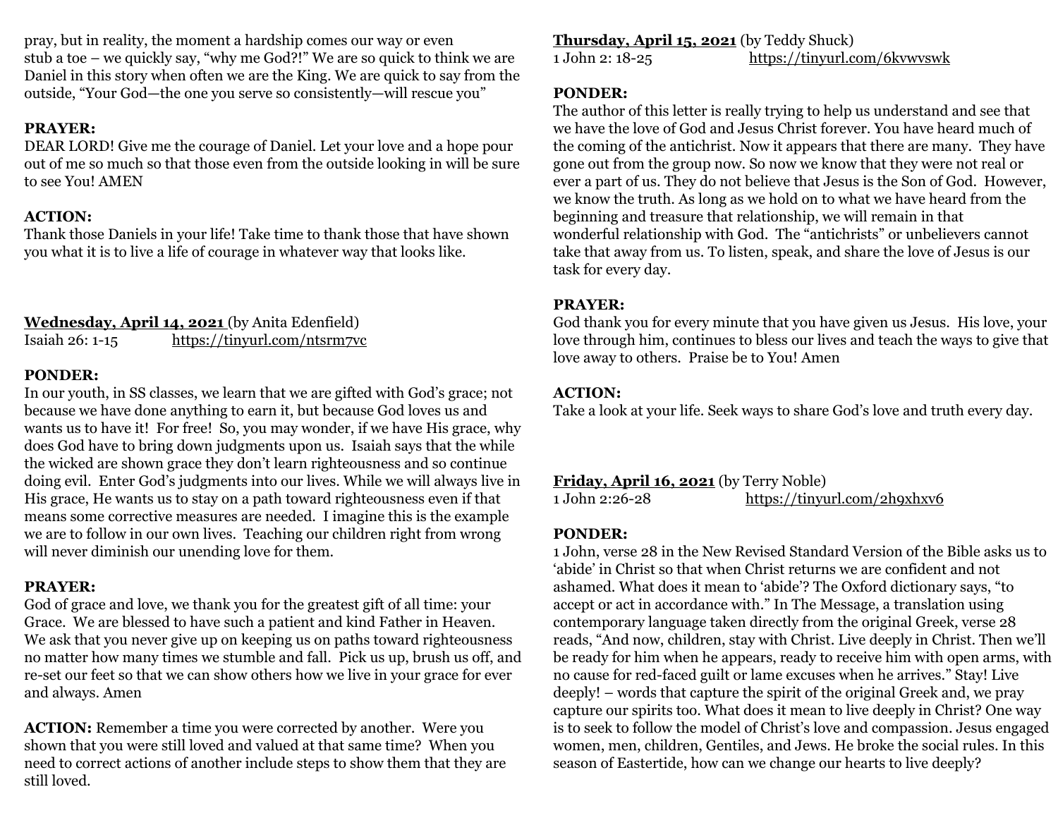pray, but in reality, the moment a hardship comes our way or even stub a toe – we quickly say, "why me God?!" We are so quick to think we are Daniel in this story when often we are the King. We are quick to say from the outside, "Your God—the one you serve so consistently—will rescue you"

**PRAYER:**
DEAR LORD! Give me the courage of Daniel. Let your love and a hope pour out of me so much so that those even from the outside looking in will be sure to see You! AMEN

**ACTION:**
Thank those Daniels in your life! Take time to thank those that have shown you what it is to live a life of courage in whatever way that looks like.

**<u>Wednesday, April 14, 2021</u>** (by Anita Edenfield)
Isaiah 26: 1-15 https://tinyurl.com/ntsrm7vc

**PONDER:**
In our youth, in SS classes, we learn that we are gifted with God's grace; not because we have done anything to earn it, but because God loves us and wants us to have it! For free! So, you may wonder, if we have His grace, why does God have to bring down judgments upon us. Isaiah says that the while the wicked are shown grace they don't learn righteousness and so continue doing evil. Enter God's judgments into our lives. While we will always live in His grace, He wants us to stay on a path toward righteousness even if that means some corrective measures are needed. I imagine this is the example we are to follow in our own lives. Teaching our children right from wrong will never diminish our unending love for them.

**PRAYER:**
God of grace and love, we thank you for the greatest gift of all time: your Grace. We are blessed to have such a patient and kind Father in Heaven. We ask that you never give up on keeping us on paths toward righteousness no matter how many times we stumble and fall. Pick us up, brush us off, and re-set our feet so that we can show others how we live in your grace for ever and always. Amen

**ACTION:** Remember a time you were corrected by another. Were you shown that you were still loved and valued at that same time? When you need to correct actions of another include steps to show them that they are still loved.

**<u>Thursday, April 15, 2021</u>** (by Teddy Shuck)
1 John 2: 18-25 https://tinyurl.com/6kvwvswk

**PONDER:**
The author of this letter is really trying to help us understand and see that we have the love of God and Jesus Christ forever. You have heard much of the coming of the antichrist. Now it appears that there are many. They have gone out from the group now. So now we know that they were not real or ever a part of us. They do not believe that Jesus is the Son of God. However, we know the truth. As long as we hold on to what we have heard from the beginning and treasure that relationship, we will remain in that wonderful relationship with God. The "antichrists" or unbelievers cannot take that away from us. To listen, speak, and share the love of Jesus is our task for every day.

**PRAYER:**
God thank you for every minute that you have given us Jesus. His love, your love through him, continues to bless our lives and teach the ways to give that love away to others. Praise be to You! Amen

**ACTION:**
Take a look at your life. Seek ways to share God's love and truth every day.

**<u>Friday, April 16, 2021</u>** (by Terry Noble)
1 John 2:26-28 https://tinyurl.com/2h9xhxv6

**PONDER:**
1 John, verse 28 in the New Revised Standard Version of the Bible asks us to 'abide' in Christ so that when Christ returns we are confident and not ashamed. What does it mean to 'abide'? The Oxford dictionary says, "to accept or act in accordance with." In The Message, a translation using contemporary language taken directly from the original Greek, verse 28 reads, "And now, children, stay with Christ. Live deeply in Christ. Then we'll be ready for him when he appears, ready to receive him with open arms, with no cause for red-faced guilt or lame excuses when he arrives." Stay! Live deeply! – words that capture the spirit of the original Greek and, we pray capture our spirits too. What does it mean to live deeply in Christ? One way is to seek to follow the model of Christ's love and compassion. Jesus engaged women, men, children, Gentiles, and Jews. He broke the social rules. In this season of Eastertide, how can we change our hearts to live deeply?